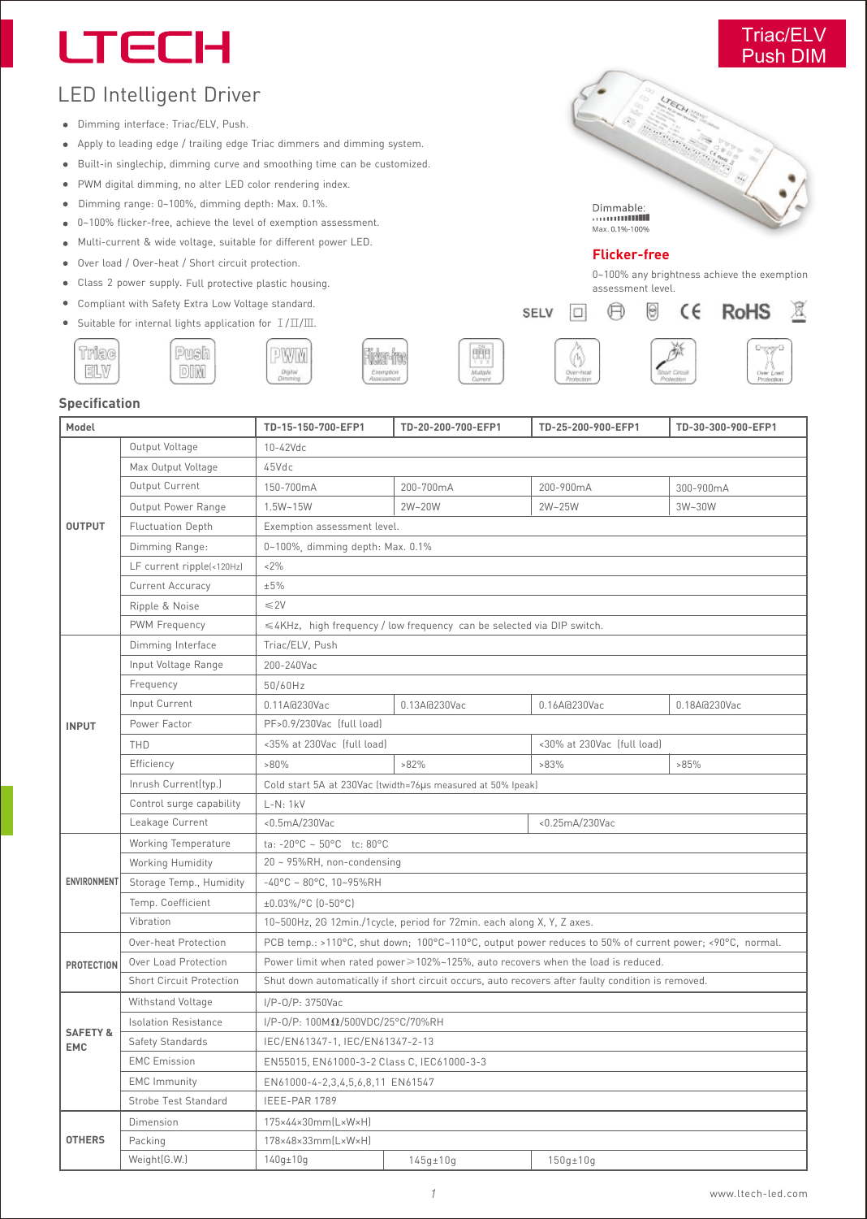# LTECH

**Triac/ELV Push DIM**

## LED Intelligent Driver

- Dimming interface: Triac/ELV, Push.
- Apply to leading edge / trailing edge Triac dimmers and dimming system.
- Built-in singlechip, dimming curve and smoothing time can be customized.
- PWM digital dimming, no alter LED color rendering index.
- Dimming range: 0~100%, dimming depth: Max. 0.1%.
- 0~100% flicker-free, achieve the level of exemption assessment.
- Multi-current & wide voltage, suitable for different power LED.
- Over load / Over-heat / Short circuit protection.
- Class 2 power supply. Full protective plastic housing.
- Compliant with Safety Extra Low Voltage standard.
- Suitable for internal lights application for Ⅰ/Ⅱ/Ⅲ.

Dimmable: Max. 0.1%-100%

**Flicker-free**

0~100% any brightness achieve the exemption assessment level.

SELV CE RoHS

Triac ELV | Push DIM | PWM Digital Dimming | Flicker-free Exemption Assessment | Multiple Current | Over-heat Protection | Short Circuit Protection | Over Load Protection

## Specification

| Model | | TD-15-150-700-EFP1 | TD-20-200-700-EFP1 | TD-25-200-900-EFP1 | TD-30-300-900-EFP1 |
|---|---|---|---|---|---|
| OUTPUT | Output Voltage | 10-42Vdc | | | |
| | Max Output Voltage | 45Vdc | | | |
| | Output Current | 150-700mA | 200-700mA | 200-900mA | 300-900mA |
| | Output Power Range | 1.5W~15W | 2W~20W | 2W~25W | 3W~30W |
| | Fluctuation Depth | Exemption assessment level. | | | |
| | Dimming Range: | 0~100%, dimming depth: Max. 0.1% | | | |
| | LF current ripple(<120Hz) | <2% | | | |
| | Current Accuracy | ±5% | | | |
| | Ripple & Noise | ≤2V | | | |
| | PWM Frequency | ≤4KHz, high frequency / low frequency can be selected via DIP switch. | | | |
| INPUT | Dimming Interface | Triac/ELV, Push | | | |
| | Input Voltage Range | 200-240Vac | | | |
| | Frequency | 50/60Hz | | | |
| | Input Current | 0.11A@230Vac | 0.13A@230Vac | 0.16A@230Vac | 0.18A@230Vac |
| | Power Factor | PF>0.9/230Vac (full load) | | | |
| | THD | <35% at 230Vac (full load) | | <30% at 230Vac (full load) | |
| | Efficiency | >80% | >82% | >83% | >85% |
| | Inrush Current(typ.) | Cold start 5A at 230Vac (twidth=76μs measured at 50% Ipeak) | | | |
| | Control surge capability | L-N: 1kV | | | |
| | Leakage Current | <0.5mA/230Vac | | <0.25mA/230Vac | |
| ENVIRONMENT | Working Temperature | ta: -20°C ~ 50°C tc: 80°C | | | |
| | Working Humidity | 20 ~ 95%RH, non-condensing | | | |
| | Storage Temp., Humidity | -40°C ~ 80°C, 10~95%RH | | | |
| | Temp. Coefficient | ±0.03%/°C (0-50°C) | | | |
| | Vibration | 10~500Hz, 2G 12min./1cycle, period for 72min. each along X, Y, Z axes. | | | |
| PROTECTION | Over-heat Protection | PCB temp.: >110°C, shut down; 100°C~110°C, output power reduces to 50% of current power; <90°C, normal. | | | |
| | Over Load Protection | Power limit when rated power≥102%~125%, auto recovers when the load is reduced. | | | |
| | Short Circuit Protection | Shut down automatically if short circuit occurs, auto recovers after faulty condition is removed. | | | |
| SAFETY & EMC | Withstand Voltage | I/P-O/P: 3750Vac | | | |
| | Isolation Resistance | I/P-O/P: 100MΩ/500VDC/25°C/70%RH | | | |
| | Safety Standards | IEC/EN61347-1, IEC/EN61347-2-13 | | | |
| | EMC Emission | EN55015, EN61000-3-2 Class C, IEC61000-3-3 | | | |
| | EMC Immunity | EN61000-4-2,3,4,5,6,8,11 EN61547 | | | |
| | Strobe Test Standard | IEEE-PAR 1789 | | | |
| OTHERS | Dimension | 175×44×30mm(L×W×H) | | | |
| | Packing | 178×48×33mm(L×W×H) | | | |
| | Weight(G.W.) | 140g±10g | 145g±10g | 150g±10g | |

www.ltech-led.com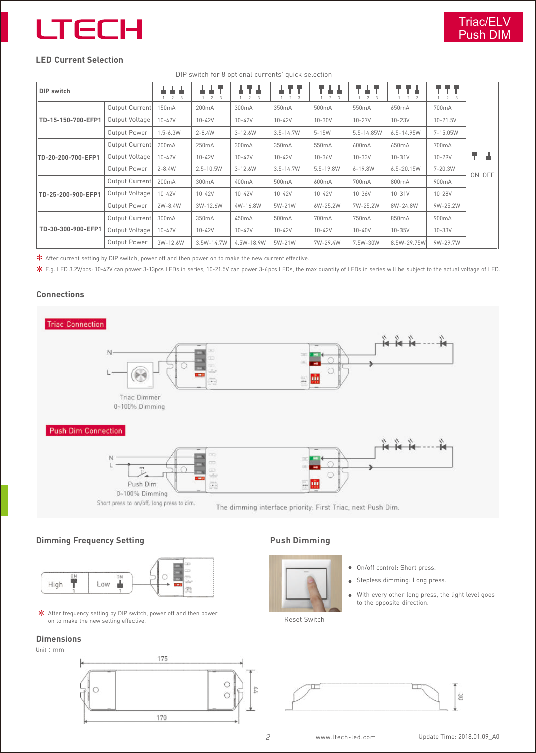## LED Current Selection

DIP switch for 8 optional currents' quick selection

| DIP switch | | 1 2 3 | 1 2 3 | 1 2 3 | 1 2 3 | 1 2 3 | 1 2 3 | 1 2 3 | 1 2 3 | ON OFF |
|---|---|---|---|---|---|---|---|---|---|---|
| TD-15-150-700-EFP1 | Output Current | 150mA | 200mA | 300mA | 350mA | 500mA | 550mA | 650mA | 700mA | |
| | Output Voltage | 10-42V | 10-42V | 10-42V | 10-42V | 10-30V | 10-27V | 10-23V | 10-21.5V | |
| | Output Power | 1.5-6.3W | 2-8.4W | 3-12.6W | 3.5-14.7W | 5-15W | 5.5-14.85W | 6.5-14.95W | 7-15.05W | |
| TD-20-200-700-EFP1 | Output Current | 200mA | 250mA | 300mA | 350mA | 550mA | 600mA | 650mA | 700mA | |
| | Output Voltage | 10-42V | 10-42V | 10-42V | 10-42V | 10-36V | 10-33V | 10-31V | 10-29V | |
| | Output Power | 2-8.4W | 2.5-10.5W | 3-12.6W | 3.5-14.7W | 5.5-19.8W | 6-19.8W | 6.5-20.15W | 7-20.3W | |
| TD-25-200-900-EFP1 | Output Current | 200mA | 300mA | 400mA | 500mA | 600mA | 700mA | 800mA | 900mA | |
| | Output Voltage | 10-42V | 10-42V | 10-42V | 10-42V | 10-42V | 10-36V | 10-31V | 10-28V | |
| | Output Power | 2W-8.4W | 3W-12.6W | 4W-16.8W | 5W-21W | 6W-25.2W | 7W-25.2W | 8W-24.8W | 9W-25.2W | |
| TD-30-300-900-EFP1 | Output Current | 300mA | 350mA | 450mA | 500mA | 700mA | 750mA | 850mA | 900mA | |
| | Output Voltage | 10-42V | 10-42V | 10-42V | 10-42V | 10-42V | 10-40V | 10-35V | 10-33V | |
| | Output Power | 3W-12.6W | 3.5W-14.7W | 4.5W-18.9W | 5W-21W | 7W-29.4W | 7.5W-30W | 8.5W-29.75W | 9W-29.7W | |

* After current setting by DIP switch, power off and then power on to make the new current effective.

* E.g. LED 3.2V/pcs: 10-42V can power 3-13pcs LEDs in series, 10-21.5V can power 3-6pcs LEDs, the max quantity of LEDs in series will be subject to the actual voltage of LED.

## Connections

Triac Connection

N

L

Triac Dimmer

0~100% Dimming

Push Dim Connection

N

L

Push Dim

0~100% Dimming

Short press to on/off, long press to dim.

The dimming interface priority: First Triac, next Push Dim.

## Dimming Frequency Setting

High ON 1

Low ON 1

* After frequency setting by DIP switch, power off and then power on to make the new setting effective.

## Push Dimming

Reset Switch

- On/off control: Short press.
- Stepless dimming: Long press.
- With every other long press, the light level goes to the opposite direction.

## Dimensions

Unit : mm

175

170

44

30

Update Time: 2018.01.09_A0